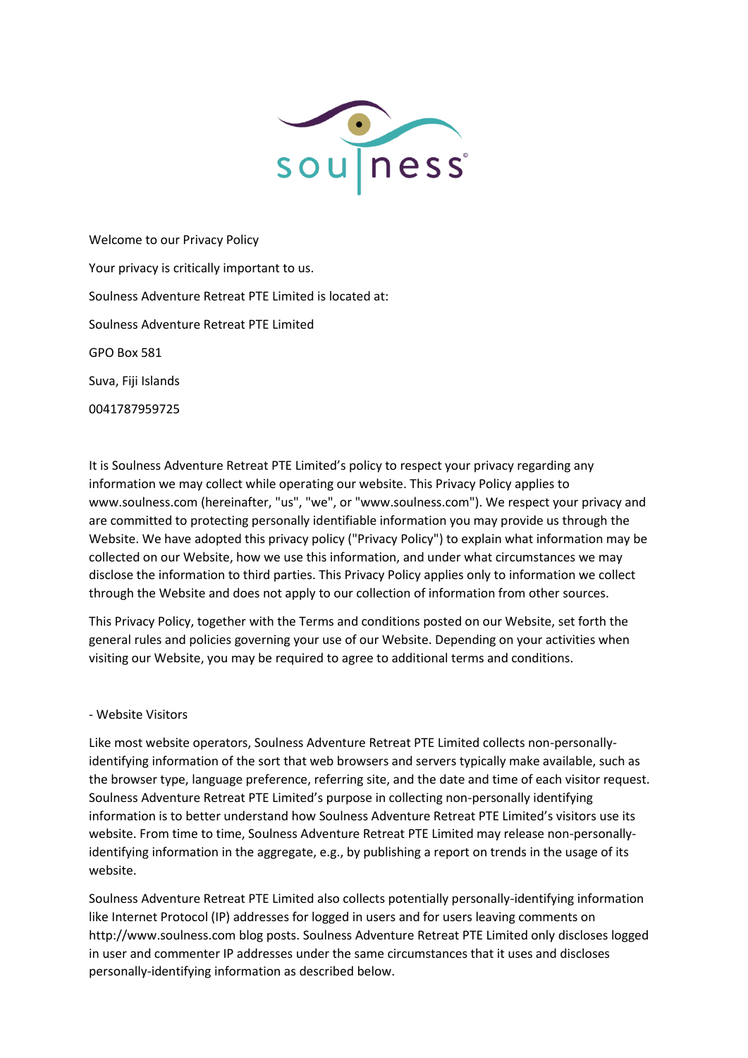Welcome to our Privacy Policy

Your privacy is critically important to us.

Soulness Adventure Retreat PTE Limited is located at:

Soulness Adventure Retreat PTE Limited

GPO Box 581

Suva, Fiji Islands

0041787959725

It is Soulness Adventure Retreat PTE Limited's policy to respect your privacy regarding any information we may collect while operating our website. This Privacy Policy applies to www.soulness.com (hereinafter, "us", "we", or "www.soulness.com"). We respect your privacy and are committed to protecting personally identifiable information you may provide us through the Website. We have adopted this privacy policy ("Privacy Policy") to explain what information may be collected on our Website, how we use this information, and under what circumstances we may disclose the information to third parties. This Privacy Policy applies only to information we collect through the Website and does not apply to our collection of information from other sources.

This Privacy Policy, together with the Terms and conditions posted on our Website, set forth the general rules and policies governing your use of our Website. Depending on your activities when visiting our Website, you may be required to agree to additional terms and conditions.

- Website Visitors

Like most website operators, Soulness Adventure Retreat PTE Limited collects non-personally-identifying information of the sort that web browsers and servers typically make available, such as the browser type, language preference, referring site, and the date and time of each visitor request. Soulness Adventure Retreat PTE Limited's purpose in collecting non-personally identifying information is to better understand how Soulness Adventure Retreat PTE Limited's visitors use its website. From time to time, Soulness Adventure Retreat PTE Limited may release non-personally-identifying information in the aggregate, e.g., by publishing a report on trends in the usage of its website.

Soulness Adventure Retreat PTE Limited also collects potentially personally-identifying information like Internet Protocol (IP) addresses for logged in users and for users leaving comments on http://www.soulness.com blog posts. Soulness Adventure Retreat PTE Limited only discloses logged in user and commenter IP addresses under the same circumstances that it uses and discloses personally-identifying information as described below.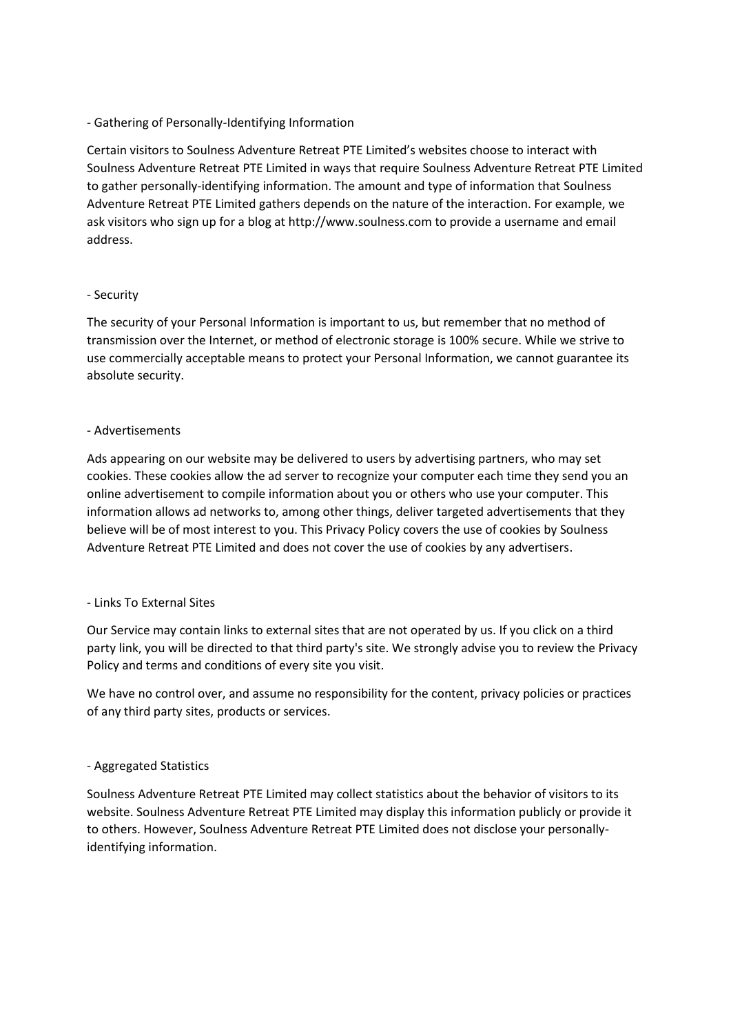- Gathering of Personally-Identifying Information

Certain visitors to Soulness Adventure Retreat PTE Limited's websites choose to interact with Soulness Adventure Retreat PTE Limited in ways that require Soulness Adventure Retreat PTE Limited to gather personally-identifying information. The amount and type of information that Soulness Adventure Retreat PTE Limited gathers depends on the nature of the interaction. For example, we ask visitors who sign up for a blog at http://www.soulness.com to provide a username and email address.

- Security

The security of your Personal Information is important to us, but remember that no method of transmission over the Internet, or method of electronic storage is 100% secure. While we strive to use commercially acceptable means to protect your Personal Information, we cannot guarantee its absolute security.

- Advertisements

Ads appearing on our website may be delivered to users by advertising partners, who may set cookies. These cookies allow the ad server to recognize your computer each time they send you an online advertisement to compile information about you or others who use your computer. This information allows ad networks to, among other things, deliver targeted advertisements that they believe will be of most interest to you. This Privacy Policy covers the use of cookies by Soulness Adventure Retreat PTE Limited and does not cover the use of cookies by any advertisers.

- Links To External Sites

Our Service may contain links to external sites that are not operated by us. If you click on a third party link, you will be directed to that third party's site. We strongly advise you to review the Privacy Policy and terms and conditions of every site you visit.

We have no control over, and assume no responsibility for the content, privacy policies or practices of any third party sites, products or services.

- Aggregated Statistics

Soulness Adventure Retreat PTE Limited may collect statistics about the behavior of visitors to its website. Soulness Adventure Retreat PTE Limited may display this information publicly or provide it to others. However, Soulness Adventure Retreat PTE Limited does not disclose your personally-identifying information.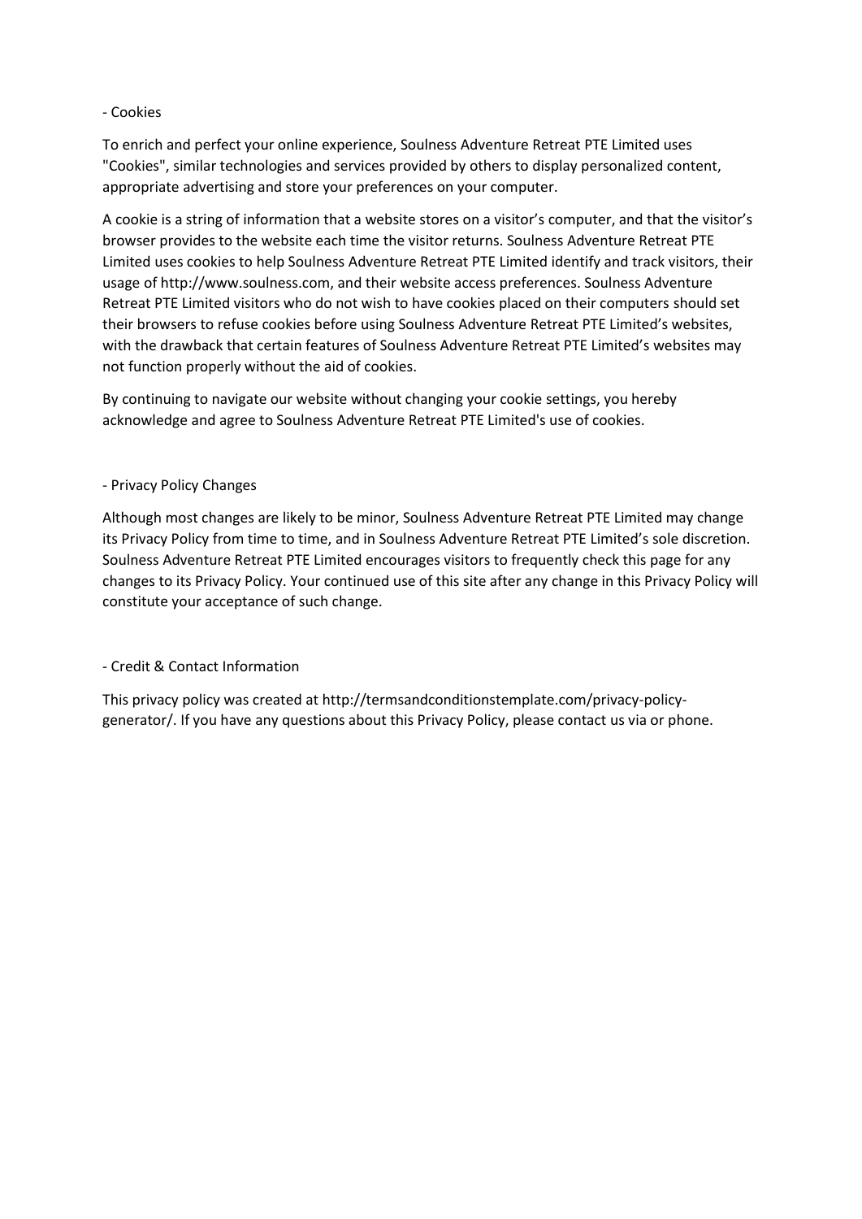- Cookies

To enrich and perfect your online experience, Soulness Adventure Retreat PTE Limited uses "Cookies", similar technologies and services provided by others to display personalized content, appropriate advertising and store your preferences on your computer.

A cookie is a string of information that a website stores on a visitor's computer, and that the visitor's browser provides to the website each time the visitor returns. Soulness Adventure Retreat PTE Limited uses cookies to help Soulness Adventure Retreat PTE Limited identify and track visitors, their usage of http://www.soulness.com, and their website access preferences. Soulness Adventure Retreat PTE Limited visitors who do not wish to have cookies placed on their computers should set their browsers to refuse cookies before using Soulness Adventure Retreat PTE Limited's websites, with the drawback that certain features of Soulness Adventure Retreat PTE Limited's websites may not function properly without the aid of cookies.

By continuing to navigate our website without changing your cookie settings, you hereby acknowledge and agree to Soulness Adventure Retreat PTE Limited's use of cookies.

- Privacy Policy Changes

Although most changes are likely to be minor, Soulness Adventure Retreat PTE Limited may change its Privacy Policy from time to time, and in Soulness Adventure Retreat PTE Limited's sole discretion. Soulness Adventure Retreat PTE Limited encourages visitors to frequently check this page for any changes to its Privacy Policy. Your continued use of this site after any change in this Privacy Policy will constitute your acceptance of such change.

- Credit & Contact Information

This privacy policy was created at http://termsandconditionstemplate.com/privacy-policy-generator/. If you have any questions about this Privacy Policy, please contact us via or phone.